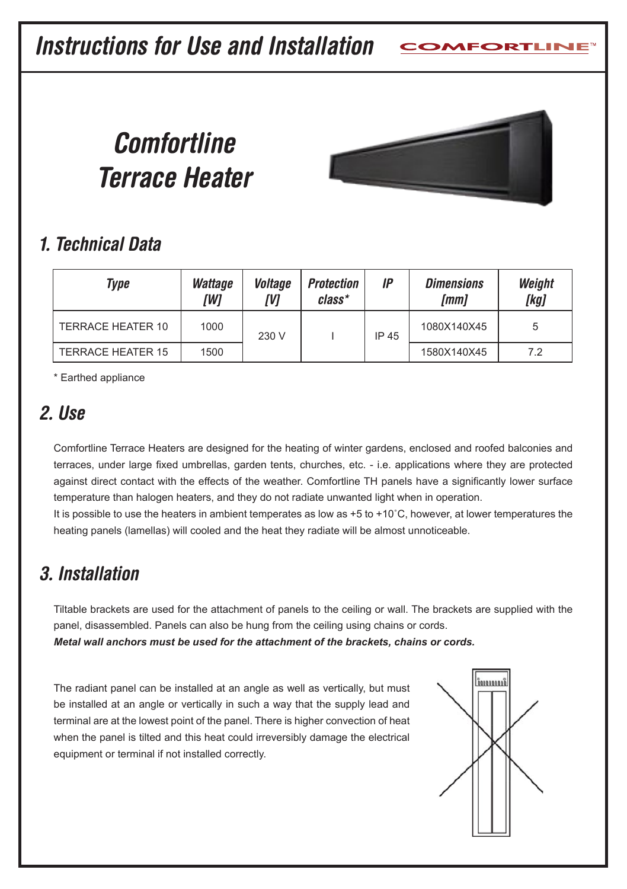# Instructions for Use and Installation

COMFORTLINE™

# Comfortline Terrace Heater

## 1. Technical Data

| Type | Wattage [W] | Voltage [V] | Protection class* | IP | Dimensions [mm] | Weight [kg] |
|---|---|---|---|---|---|---|
| TERRACE HEATER 10 | 1000 | 230 V | I | IP 45 | 1080X140X45 | 5 |
| TERRACE HEATER 15 | 1500 | | | | 1580X140X45 | 7.2 |

\* Earthed appliance

## 2. Use

Comfortline Terrace Heaters are designed for the heating of winter gardens, enclosed and roofed balconies and terraces, under large fixed umbrellas, garden tents, churches, etc. - i.e. applications where they are protected against direct contact with the effects of the weather. Comfortline TH panels have a significantly lower surface temperature than halogen heaters, and they do not radiate unwanted light when in operation.

It is possible to use the heaters in ambient temperates as low as +5 to +10˚C, however, at lower temperatures the heating panels (lamellas) will cooled and the heat they radiate will be almost unnoticeable.

## 3. Installation

Tiltable brackets are used for the attachment of panels to the ceiling or wall. The brackets are supplied with the panel, disassembled. Panels can also be hung from the ceiling using chains or cords.

***Metal wall anchors must be used for the attachment of the brackets, chains or cords.***

The radiant panel can be installed at an angle as well as vertically, but must be installed at an angle or vertically in such a way that the supply lead and terminal are at the lowest point of the panel. There is higher convection of heat when the panel is tilted and this heat could irreversibly damage the electrical equipment or terminal if not installed correctly.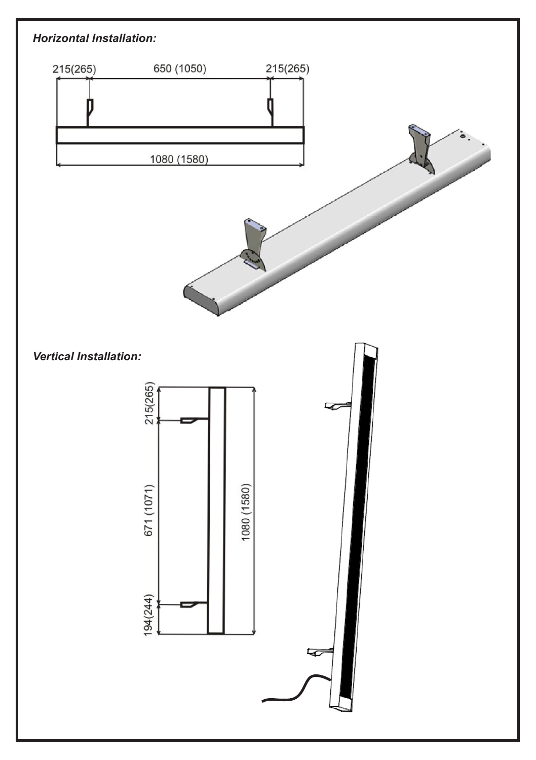*Horizontal Installation:*

215(265) 650 (1050) 215(265)

1080 (1580)

*Vertical Installation:*

215(265)

671 (1071)

194(244)

1080 (1580)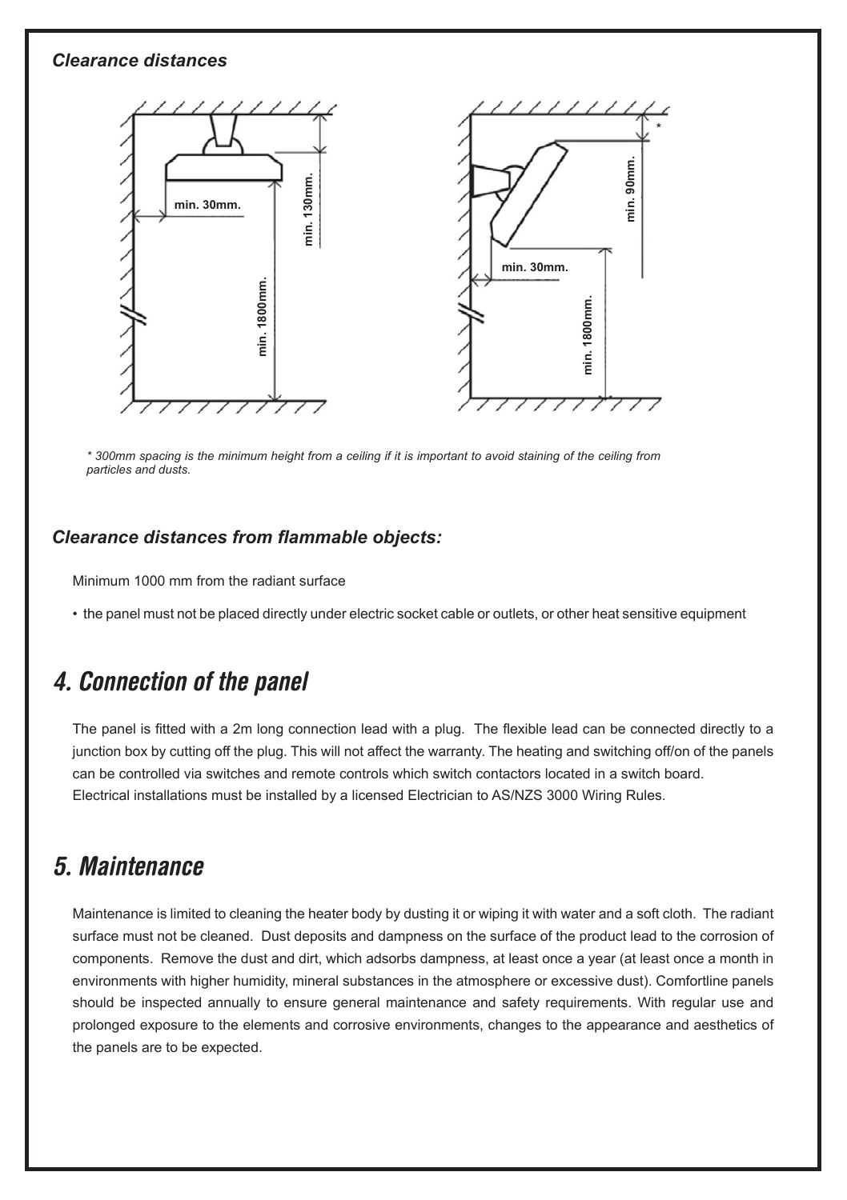### *Clearance distances*

min. 30mm.

min. 130mm.

min. 1800mm.

min. 90mm.

min. 30mm.

min. 1800mm.

*\* 300mm spacing is the minimum height from a ceiling if it is important to avoid staining of the ceiling from particles and dusts.*

### *Clearance distances from flammable objects:*

Minimum 1000 mm from the radiant surface

- the panel must not be placed directly under electric socket cable or outlets, or other heat sensitive equipment

## *4. Connection of the panel*

The panel is fitted with a 2m long connection lead with a plug. The flexible lead can be connected directly to a junction box by cutting off the plug. This will not affect the warranty. The heating and switching off/on of the panels can be controlled via switches and remote controls which switch contactors located in a switch board.
Electrical installations must be installed by a licensed Electrician to AS/NZS 3000 Wiring Rules.

## *5. Maintenance*

Maintenance is limited to cleaning the heater body by dusting it or wiping it with water and a soft cloth. The radiant surface must not be cleaned. Dust deposits and dampness on the surface of the product lead to the corrosion of components. Remove the dust and dirt, which adsorbs dampness, at least once a year (at least once a month in environments with higher humidity, mineral substances in the atmosphere or excessive dust). Comfortline panels should be inspected annually to ensure general maintenance and safety requirements. With regular use and prolonged exposure to the elements and corrosive environments, changes to the appearance and aesthetics of the panels are to be expected.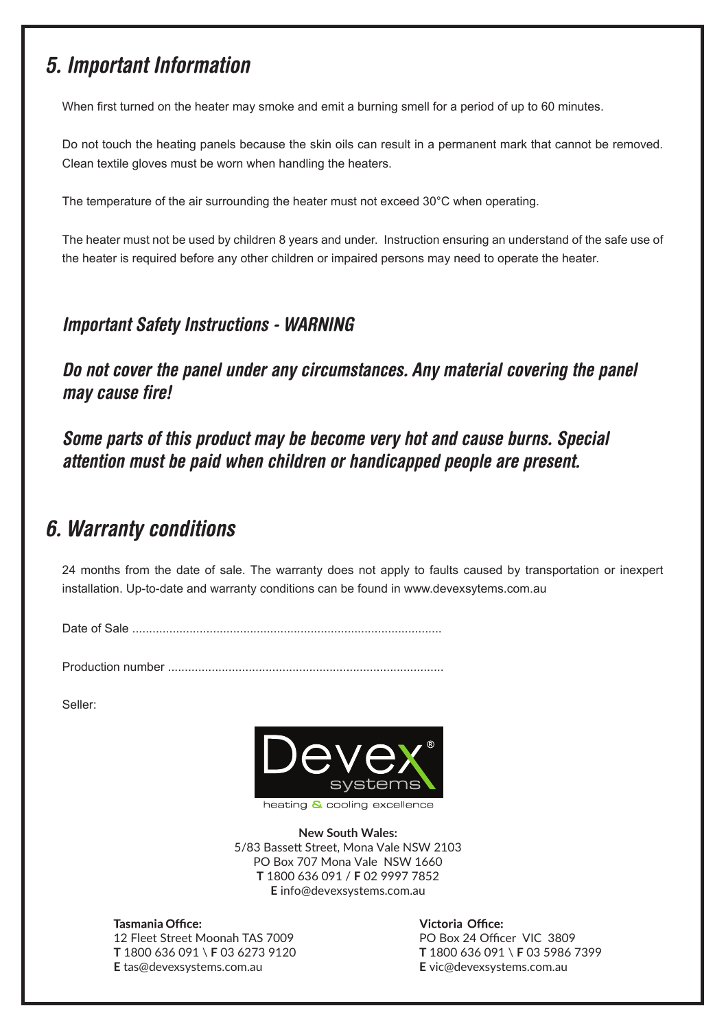## 5. Important Information

When first turned on the heater may smoke and emit a burning smell for a period of up to 60 minutes.

Do not touch the heating panels because the skin oils can result in a permanent mark that cannot be removed. Clean textile gloves must be worn when handling the heaters.

The temperature of the air surrounding the heater must not exceed 30°C when operating.

The heater must not be used by children 8 years and under. Instruction ensuring an understand of the safe use of the heater is required before any other children or impaired persons may need to operate the heater.

### *Important Safety Instructions - WARNING*

***Do not cover the panel under any circumstances. Any material covering the panel may cause fire!***

***Some parts of this product may be become very hot and cause burns. Special attention must be paid when children or handicapped people are present.***

## 6. Warranty conditions

24 months from the date of sale. The warranty does not apply to faults caused by transportation or inexpert installation. Up-to-date and warranty conditions can be found in www.devexsytems.com.au

Date of Sale ..........................................................................................

Production number .................................................................................

Seller:

Devex® systems

heating & cooling excellence

**New South Wales:**
5/83 Bassett Street, Mona Vale NSW 2103
PO Box 707 Mona Vale NSW 1660
**T** 1800 636 091 / **F** 02 9997 7852
**E** info@devexsystems.com.au

**Tasmania Office:**
12 Fleet Street Moonah TAS 7009
**T** 1800 636 091 \ **F** 03 6273 9120
**E** tas@devexsystems.com.au

**Victoria Office:**
PO Box 24 Officer VIC 3809
**T** 1800 636 091 \ **F** 03 5986 7399
**E** vic@devexsystems.com.au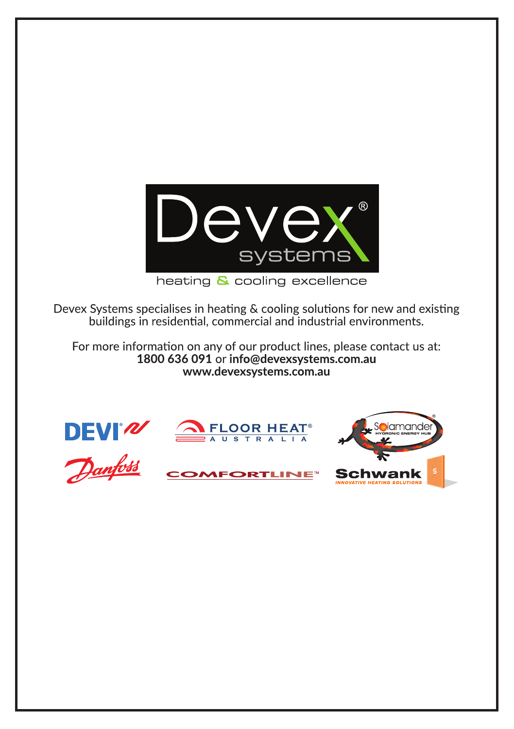Devex systems

heating & cooling excellence

Devex Systems specialises in heating & cooling solutions for new and existing buildings in residential, commercial and industrial environments.

For more information on any of our product lines, please contact us at:
**1800 636 091** or **info@devexsystems.com.au**
**www.devexsystems.com.au**

DEVI

FLOOR HEAT AUSTRALIA

Solamander HYDRONIC ENERGY HUB

Danfoss

COMFORTLINE

Schwank INNOVATIVE HEATING SOLUTIONS